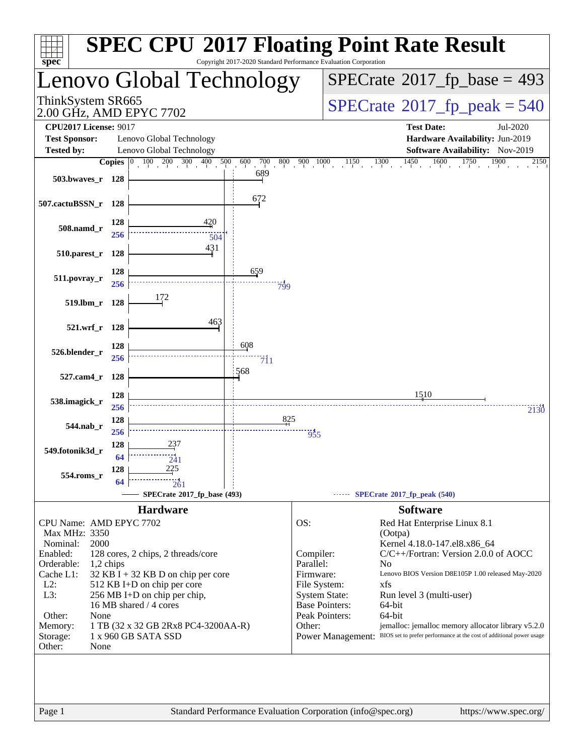# SPEC CPU 2017 Floating Point Rate Result

Copyright 2017-2020 Standard Performance Evaluation Corporation

## Lenovo Global Technology

ThinkSystem SR665
2.00 GHz, AMD EPYC 7702

**SPECrate 2017_fp_base = 493**

**SPECrate 2017_fp_peak = 540**

| | | | |
|---|---|---|---|
| **CPU2017 License:** | 9017 | **Test Date:** | Jul-2020 |
| **Test Sponsor:** | Lenovo Global Technology | **Hardware Availability:** | Jun-2019 |
| **Tested by:** | Lenovo Global Technology | **Software Availability:** | Nov-2019 |

| Benchmark | Copies | Base | Copies (Peak) | Peak |
|---|---|---|---|---|
| 503.bwaves_r | 128 | 689 | | |
| 507.cactuBSSN_r | 128 | 672 | | |
| 508.namd_r | 128 | 420 | 256 | 504 |
| 510.parest_r | 128 | 431 | | |
| 511.povray_r | 128 | 659 | 256 | 799 |
| 519.lbm_r | 128 | 172 | | |
| 521.wrf_r | 128 | 463 | | |
| 526.blender_r | 128 | 608 | 256 | 711 |
| 527.cam4_r | 128 | 568 | | |
| 538.imagick_r | 128 | 1510 | 256 | 2130 |
| 544.nab_r | 128 | 825 | 256 | 955 |
| 549.fotonik3d_r | 128 | 237 | 64 | 241 |
| 554.roms_r | 128 | 225 | 64 | 261 |

SPECrate 2017_fp_base (493) — SPECrate 2017_fp_peak (540)

## Hardware

| | |
|---|---|
| CPU Name: | AMD EPYC 7702 |
| Max MHz: | 3350 |
| Nominal: | 2000 |
| Enabled: | 128 cores, 2 chips, 2 threads/core |
| Orderable: | 1,2 chips |
| Cache L1: | 32 KB I + 32 KB D on chip per core |
| L2: | 512 KB I+D on chip per core |
| L3: | 256 MB I+D on chip per chip, 16 MB shared / 4 cores |
| Other: | None |
| Memory: | 1 TB (32 x 32 GB 2Rx8 PC4-3200AA-R) |
| Storage: | 1 x 960 GB SATA SSD |
| Other: | None |

## Software

| | |
|---|---|
| OS: | Red Hat Enterprise Linux 8.1 (Ootpa) Kernel 4.18.0-147.el8.x86_64 |
| Compiler: | C/C++/Fortran: Version 2.0.0 of AOCC |
| Parallel: | No |
| Firmware: | Lenovo BIOS Version D8E105P 1.00 released May-2020 |
| File System: | xfs |
| System State: | Run level 3 (multi-user) |
| Base Pointers: | 64-bit |
| Peak Pointers: | 64-bit |
| Other: | jemalloc: jemalloc memory allocator library v5.2.0 |
| Power Management: | BIOS set to prefer performance at the cost of additional power usage |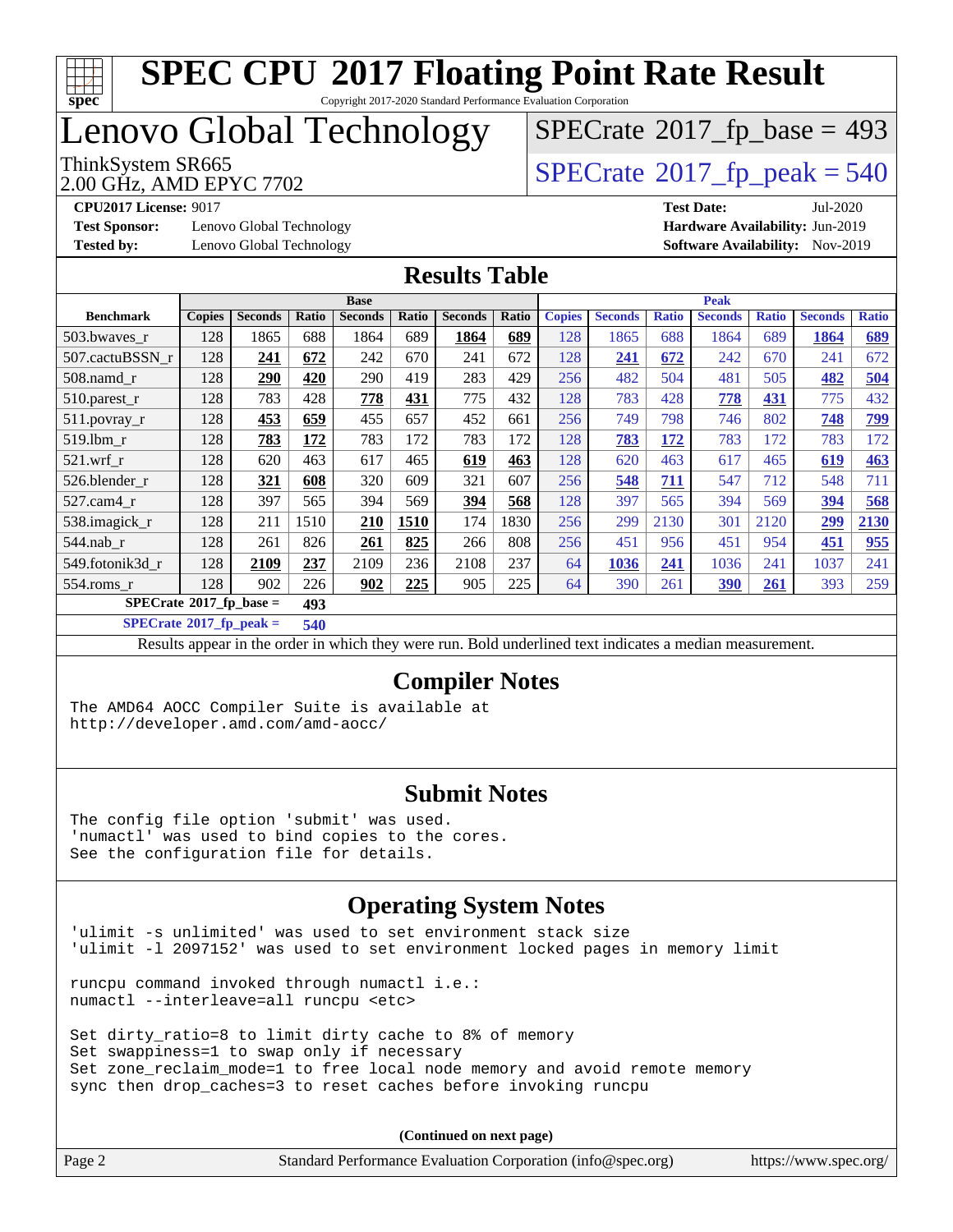# SPEC CPU 2017 Floating Point Rate Result

Copyright 2017-2020 Standard Performance Evaluation Corporation

# Lenovo Global Technology

ThinkSystem SR665
2.00 GHz, AMD EPYC 7702

SPECrate 2017_fp_base = 493

SPECrate 2017_fp_peak = 540

**CPU2017 License:** 9017
**Test Sponsor:** Lenovo Global Technology
**Tested by:** Lenovo Global Technology

**Test Date:** Jul-2020
**Hardware Availability:** Jun-2019
**Software Availability:** Nov-2019

## Results Table

| | Base | | | | | | | Peak | | | | | | |
|---|---|---|---|---|---|---|---|---|---|---|---|---|---|---|
| **Benchmark** | **Copies** | **Seconds** | **Ratio** | **Seconds** | **Ratio** | **Seconds** | **Ratio** | **Copies** | **Seconds** | **Ratio** | **Seconds** | **Ratio** | **Seconds** | **Ratio** |
| 503.bwaves_r | 128 | 1865 | 688 | 1864 | 689 | **1864** | **689** | 128 | 1865 | 688 | 1864 | 689 | **1864** | **689** |
| 507.cactuBSSN_r | 128 | **241** | **672** | 242 | 670 | 241 | 672 | 128 | **241** | **672** | 242 | 670 | 241 | 672 |
| 508.namd_r | 128 | **290** | **420** | 290 | 419 | 283 | 429 | 256 | 482 | 504 | 481 | 505 | **482** | **504** |
| 510.parest_r | 128 | 783 | 428 | **778** | **431** | 775 | 432 | 128 | 783 | 428 | **778** | **431** | 775 | 432 |
| 511.povray_r | 128 | **453** | **659** | 455 | 657 | 452 | 661 | 256 | 749 | 798 | 746 | 802 | **748** | **799** |
| 519.lbm_r | 128 | **783** | **172** | 783 | 172 | 783 | 172 | 128 | **783** | **172** | 783 | 172 | 783 | 172 |
| 521.wrf_r | 128 | 620 | 463 | 617 | 465 | **619** | **463** | 128 | 620 | 463 | 617 | 465 | **619** | **463** |
| 526.blender_r | 128 | **321** | **608** | 320 | 609 | 321 | 607 | 256 | **548** | **711** | 547 | 712 | 548 | 711 |
| 527.cam4_r | 128 | 397 | 565 | 394 | 569 | **394** | **568** | 128 | 397 | 565 | 394 | 569 | **394** | **568** |
| 538.imagick_r | 128 | 211 | 1510 | **210** | **1510** | 174 | 1830 | 256 | 299 | 2130 | 301 | 2120 | **299** | **2130** |
| 544.nab_r | 128 | 261 | 826 | **261** | **825** | 266 | 808 | 256 | 451 | 956 | 451 | 954 | **451** | **955** |
| 549.fotonik3d_r | 128 | **2109** | **237** | 2109 | 236 | 2108 | 237 | 64 | **1036** | **241** | 1036 | 241 | 1037 | 241 |
| 554.roms_r | 128 | 902 | 226 | **902** | **225** | 905 | 225 | 64 | 390 | 261 | **390** | **261** | 393 | 259 |

**SPECrate 2017_fp_base = 493**

**SPECrate 2017_fp_peak = 540**

Results appear in the order in which they were run. Bold underlined text indicates a median measurement.

## Compiler Notes

```
The AMD64 AOCC Compiler Suite is available at
http://developer.amd.com/amd-aocc/
```

## Submit Notes

```
The config file option 'submit' was used.
'numactl' was used to bind copies to the cores.
See the configuration file for details.
```

## Operating System Notes

```
'ulimit -s unlimited' was used to set environment stack size
'ulimit -l 2097152' was used to set environment locked pages in memory limit

runcpu command invoked through numactl i.e.:
numactl --interleave=all runcpu <etc>

Set dirty_ratio=8 to limit dirty cache to 8% of memory
Set swappiness=1 to swap only if necessary
Set zone_reclaim_mode=1 to free local node memory and avoid remote memory
sync then drop_caches=3 to reset caches before invoking runcpu
```

(Continued on next page)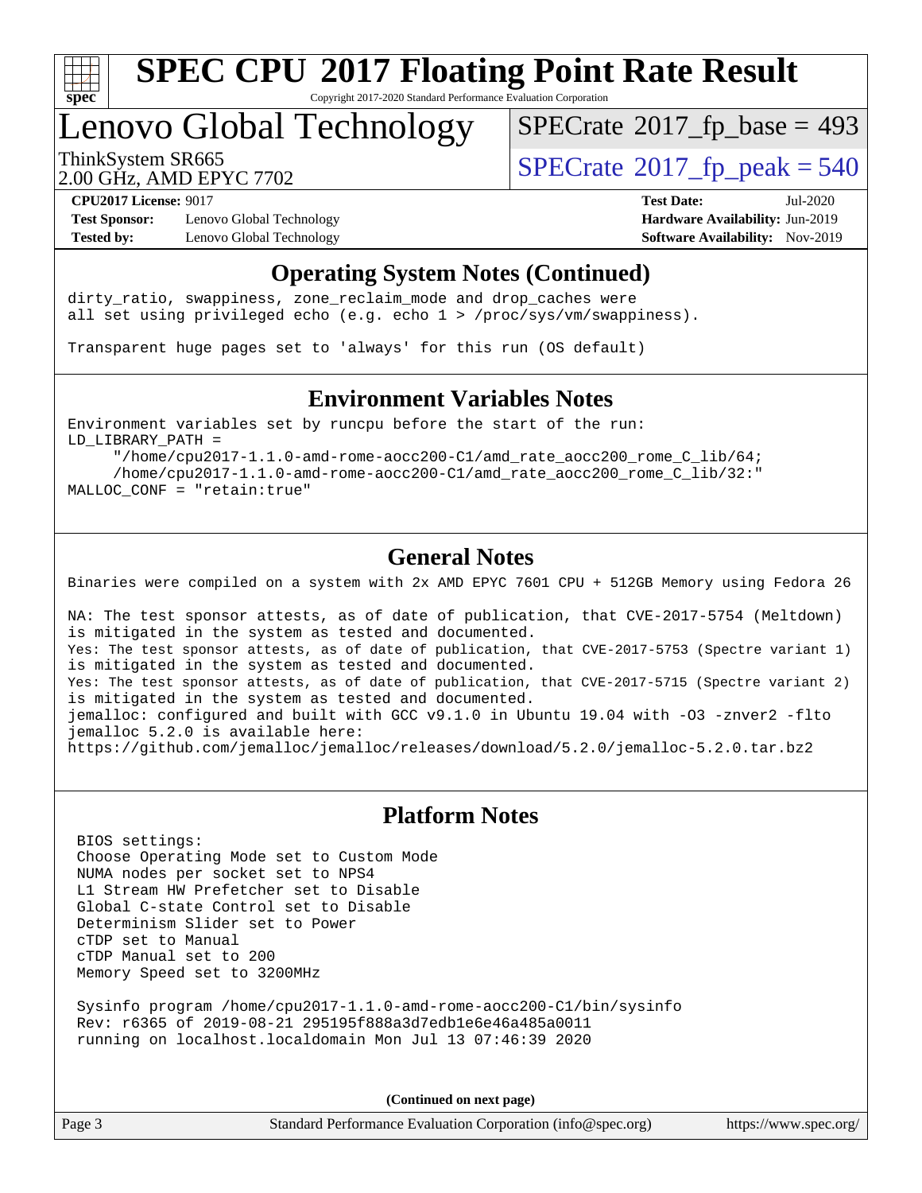# SPEC CPU 2017 Floating Point Rate Result

Copyright 2017-2020 Standard Performance Evaluation Corporation

## Lenovo Global Technology

ThinkSystem SR665
2.00 GHz, AMD EPYC 7702

SPECrate 2017_fp_base = 493

SPECrate 2017_fp_peak = 540

**CPU2017 License:** 9017
**Test Sponsor:** Lenovo Global Technology
**Tested by:** Lenovo Global Technology

**Test Date:** Jul-2020
**Hardware Availability:** Jun-2019
**Software Availability:** Nov-2019

### Operating System Notes (Continued)

```
dirty_ratio, swappiness, zone_reclaim_mode and drop_caches were
all set using privileged echo (e.g. echo 1 > /proc/sys/vm/swappiness).

Transparent huge pages set to 'always' for this run (OS default)
```

### Environment Variables Notes

```
Environment variables set by runcpu before the start of the run:
LD_LIBRARY_PATH =
     "/home/cpu2017-1.1.0-amd-rome-aocc200-C1/amd_rate_aocc200_rome_C_lib/64;
     /home/cpu2017-1.1.0-amd-rome-aocc200-C1/amd_rate_aocc200_rome_C_lib/32:"
MALLOC_CONF = "retain:true"
```

### General Notes

```
Binaries were compiled on a system with 2x AMD EPYC 7601 CPU + 512GB Memory using Fedora 26

NA: The test sponsor attests, as of date of publication, that CVE-2017-5754 (Meltdown)
is mitigated in the system as tested and documented.
Yes: The test sponsor attests, as of date of publication, that CVE-2017-5753 (Spectre variant 1)
is mitigated in the system as tested and documented.
Yes: The test sponsor attests, as of date of publication, that CVE-2017-5715 (Spectre variant 2)
is mitigated in the system as tested and documented.
jemalloc: configured and built with GCC v9.1.0 in Ubuntu 19.04 with -O3 -znver2 -flto
jemalloc 5.2.0 is available here:
https://github.com/jemalloc/jemalloc/releases/download/5.2.0/jemalloc-5.2.0.tar.bz2
```

### Platform Notes

```
BIOS settings:
Choose Operating Mode set to Custom Mode
NUMA nodes per socket set to NPS4
L1 Stream HW Prefetcher set to Disable
Global C-state Control set to Disable
Determinism Slider set to Power
cTDP set to Manual
cTDP Manual set to 200
Memory Speed set to 3200MHz

Sysinfo program /home/cpu2017-1.1.0-amd-rome-aocc200-C1/bin/sysinfo
Rev: r6365 of 2019-08-21 295195f888a3d7edb1e6e46a485a0011
running on localhost.localdomain Mon Jul 13 07:46:39 2020
```

**(Continued on next page)**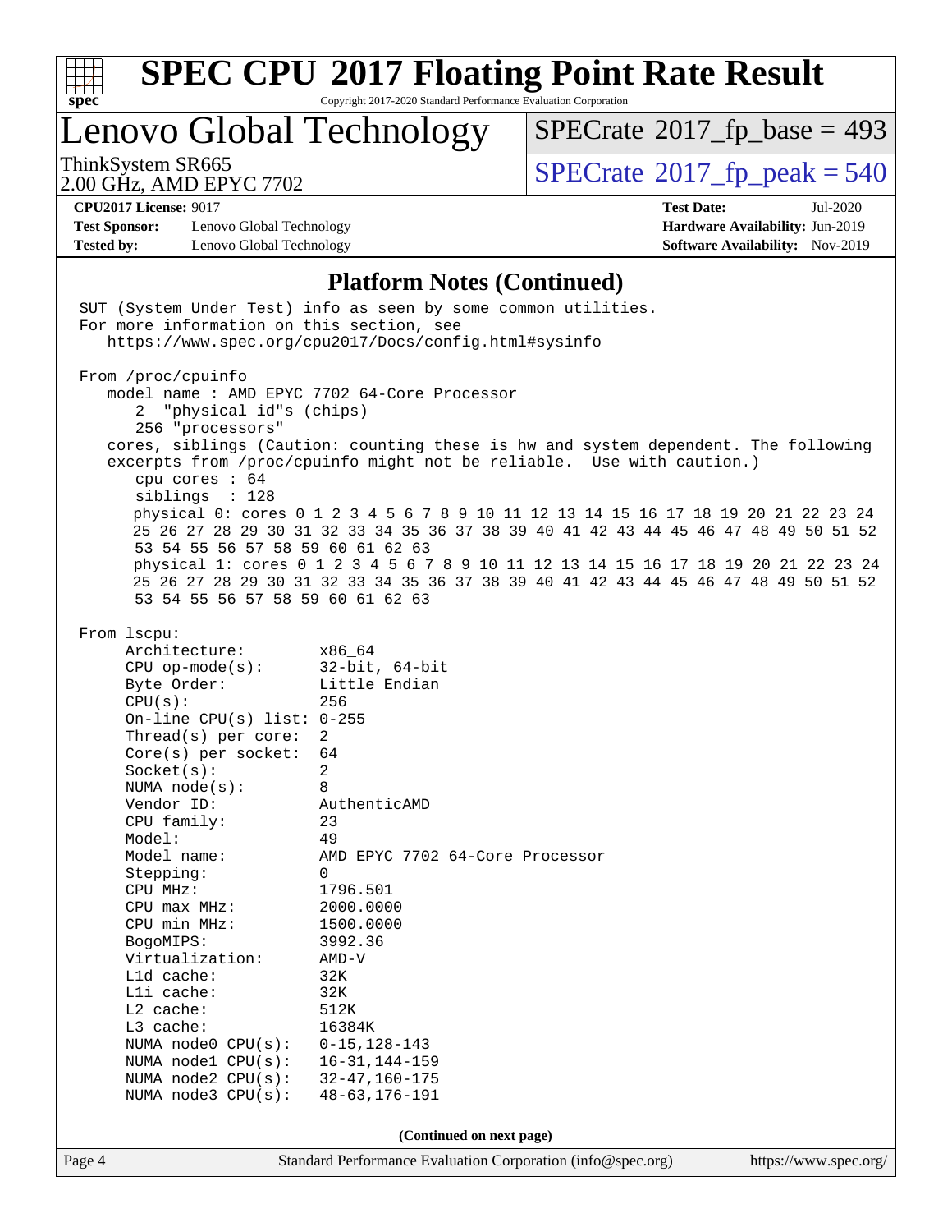# SPEC CPU 2017 Floating Point Rate Result

Copyright 2017-2020 Standard Performance Evaluation Corporation

## Lenovo Global Technology

ThinkSystem SR665
2.00 GHz, AMD EPYC 7702

SPECrate 2017_fp_base = 493

SPECrate 2017_fp_peak = 540

**CPU2017 License:** 9017
**Test Sponsor:** Lenovo Global Technology
**Tested by:** Lenovo Global Technology

**Test Date:** Jul-2020
**Hardware Availability:** Jun-2019
**Software Availability:** Nov-2019

### Platform Notes (Continued)

```
SUT (System Under Test) info as seen by some common utilities.
For more information on this section, see
   https://www.spec.org/cpu2017/Docs/config.html#sysinfo

From /proc/cpuinfo
   model name : AMD EPYC 7702 64-Core Processor
      2  "physical id"s (chips)
      256 "processors"
   cores, siblings (Caution: counting these is hw and system dependent. The following
   excerpts from /proc/cpuinfo might not be reliable.  Use with caution.)
      cpu cores : 64
      siblings  : 128
      physical 0: cores 0 1 2 3 4 5 6 7 8 9 10 11 12 13 14 15 16 17 18 19 20 21 22 23 24
      25 26 27 28 29 30 31 32 33 34 35 36 37 38 39 40 41 42 43 44 45 46 47 48 49 50 51 52
      53 54 55 56 57 58 59 60 61 62 63
      physical 1: cores 0 1 2 3 4 5 6 7 8 9 10 11 12 13 14 15 16 17 18 19 20 21 22 23 24
      25 26 27 28 29 30 31 32 33 34 35 36 37 38 39 40 41 42 43 44 45 46 47 48 49 50 51 52
      53 54 55 56 57 58 59 60 61 62 63

From lscpu:
     Architecture:        x86_64
     CPU op-mode(s):      32-bit, 64-bit
     Byte Order:          Little Endian
     CPU(s):              256
     On-line CPU(s) list: 0-255
     Thread(s) per core:  2
     Core(s) per socket:  64
     Socket(s):           2
     NUMA node(s):        8
     Vendor ID:           AuthenticAMD
     CPU family:          23
     Model:               49
     Model name:          AMD EPYC 7702 64-Core Processor
     Stepping:            0
     CPU MHz:             1796.501
     CPU max MHz:         2000.0000
     CPU min MHz:         1500.0000
     BogoMIPS:            3992.36
     Virtualization:      AMD-V
     L1d cache:           32K
     L1i cache:           32K
     L2 cache:            512K
     L3 cache:            16384K
     NUMA node0 CPU(s):   0-15,128-143
     NUMA node1 CPU(s):   16-31,144-159
     NUMA node2 CPU(s):   32-47,160-175
     NUMA node3 CPU(s):   48-63,176-191
```

**(Continued on next page)**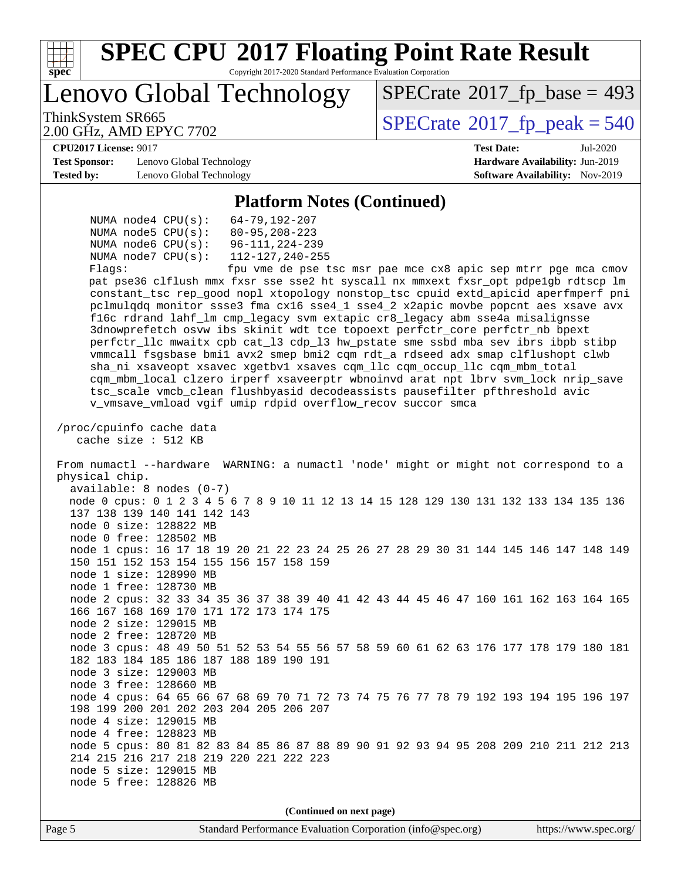## Platform Notes (Continued)

```
     NUMA node4 CPU(s):   64-79,192-207
     NUMA node5 CPU(s):   80-95,208-223
     NUMA node6 CPU(s):   96-111,224-239
     NUMA node7 CPU(s):   112-127,240-255
     Flags:               fpu vme de pse tsc msr pae mce cx8 apic sep mtrr pge mca cmov
     pat pse36 clflush mmx fxsr sse sse2 ht syscall nx mmxext fxsr_opt pdpe1gb rdtscp lm
     constant_tsc rep_good nopl xtopology nonstop_tsc cpuid extd_apicid aperfmperf pni
     pclmulqdq monitor ssse3 fma cx16 sse4_1 sse4_2 x2apic movbe popcnt aes xsave avx
     f16c rdrand lahf_lm cmp_legacy svm extapic cr8_legacy abm sse4a misalignsse
     3dnowprefetch osvw ibs skinit wdt tce topoext perfctr_core perfctr_nb bpext
     perfctr_llc mwaitx cpb cat_l3 cdp_l3 hw_pstate sme ssbd mba sev ibrs ibpb stibp
     vmmcall fsgsbase bmi1 avx2 smep bmi2 cqm rdt_a rdseed adx smap clflushopt clwb
     sha_ni xsaveopt xsavec xgetbv1 xsaves cqm_llc cqm_occup_llc cqm_mbm_total
     cqm_mbm_local clzero irperf xsaveerptr wbnoinvd arat npt lbrv svm_lock nrip_save
     tsc_scale vmcb_clean flushbyasid decodeassists pausefilter pfthreshold avic
     v_vmsave_vmload vgif umip rdpid overflow_recov succor smca

 /proc/cpuinfo cache data
    cache size : 512 KB

 From numactl --hardware  WARNING: a numactl 'node' might or might not correspond to a
 physical chip.
   available: 8 nodes (0-7)
   node 0 cpus: 0 1 2 3 4 5 6 7 8 9 10 11 12 13 14 15 128 129 130 131 132 133 134 135 136
   137 138 139 140 141 142 143
   node 0 size: 128822 MB
   node 0 free: 128502 MB
   node 1 cpus: 16 17 18 19 20 21 22 23 24 25 26 27 28 29 30 31 144 145 146 147 148 149
   150 151 152 153 154 155 156 157 158 159
   node 1 size: 128990 MB
   node 1 free: 128730 MB
   node 2 cpus: 32 33 34 35 36 37 38 39 40 41 42 43 44 45 46 47 160 161 162 163 164 165
   166 167 168 169 170 171 172 173 174 175
   node 2 size: 129015 MB
   node 2 free: 128720 MB
   node 3 cpus: 48 49 50 51 52 53 54 55 56 57 58 59 60 61 62 63 176 177 178 179 180 181
   182 183 184 185 186 187 188 189 190 191
   node 3 size: 129003 MB
   node 3 free: 128660 MB
   node 4 cpus: 64 65 66 67 68 69 70 71 72 73 74 75 76 77 78 79 192 193 194 195 196 197
   198 199 200 201 202 203 204 205 206 207
   node 4 size: 129015 MB
   node 4 free: 128823 MB
   node 5 cpus: 80 81 82 83 84 85 86 87 88 89 90 91 92 93 94 95 208 209 210 211 212 213
   214 215 216 217 218 219 220 221 222 223
   node 5 size: 129015 MB
   node 5 free: 128826 MB
```

(Continued on next page)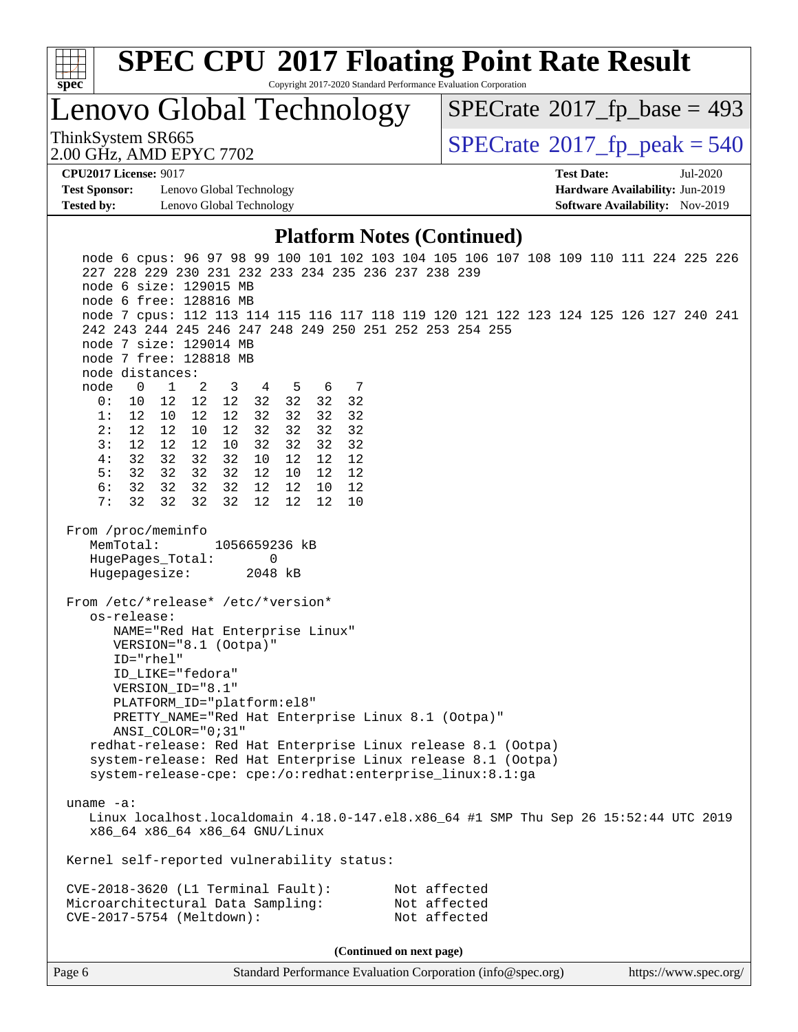# SPEC CPU 2017 Floating Point Rate Result

Copyright 2017-2020 Standard Performance Evaluation Corporation

## Lenovo Global Technology

ThinkSystem SR665
2.00 GHz, AMD EPYC 7702

SPECrate 2017_fp_base = 493
SPECrate 2017_fp_peak = 540

**CPU2017 License:** 9017
**Test Sponsor:** Lenovo Global Technology
**Tested by:** Lenovo Global Technology

**Test Date:** Jul-2020
**Hardware Availability:** Jun-2019
**Software Availability:** Nov-2019

### Platform Notes (Continued)

```
    node 6 cpus: 96 97 98 99 100 101 102 103 104 105 106 107 108 109 110 111 224 225 226
    227 228 229 230 231 232 233 234 235 236 237 238 239
    node 6 size: 129015 MB
    node 6 free: 128816 MB
    node 7 cpus: 112 113 114 115 116 117 118 119 120 121 122 123 124 125 126 127 240 241
    242 243 244 245 246 247 248 249 250 251 252 253 254 255
    node 7 size: 129014 MB
    node 7 free: 128818 MB
    node distances:
    node   0   1   2   3   4   5   6   7
      0:  10  12  12  12  32  32  32  32
      1:  12  10  12  12  32  32  32  32
      2:  12  12  10  12  32  32  32  32
      3:  12  12  12  10  32  32  32  32
      4:  32  32  32  32  10  12  12  12
      5:  32  32  32  32  12  10  12  12
      6:  32  32  32  32  12  12  10  12
      7:  32  32  32  32  12  12  12  10

 From /proc/meminfo
    MemTotal:       1056659236 kB
    HugePages_Total:       0
    Hugepagesize:       2048 kB

 From /etc/*release* /etc/*version*
    os-release:
       NAME="Red Hat Enterprise Linux"
       VERSION="8.1 (Ootpa)"
       ID="rhel"
       ID_LIKE="fedora"
       VERSION_ID="8.1"
       PLATFORM_ID="platform:el8"
       PRETTY_NAME="Red Hat Enterprise Linux 8.1 (Ootpa)"
       ANSI_COLOR="0;31"
    redhat-release: Red Hat Enterprise Linux release 8.1 (Ootpa)
    system-release: Red Hat Enterprise Linux release 8.1 (Ootpa)
    system-release-cpe: cpe:/o:redhat:enterprise_linux:8.1:ga

 uname -a:
    Linux localhost.localdomain 4.18.0-147.el8.x86_64 #1 SMP Thu Sep 26 15:52:44 UTC 2019
    x86_64 x86_64 x86_64 GNU/Linux

 Kernel self-reported vulnerability status:

 CVE-2018-3620 (L1 Terminal Fault):        Not affected
 Microarchitectural Data Sampling:         Not affected
 CVE-2017-5754 (Meltdown):                 Not affected
```

**(Continued on next page)**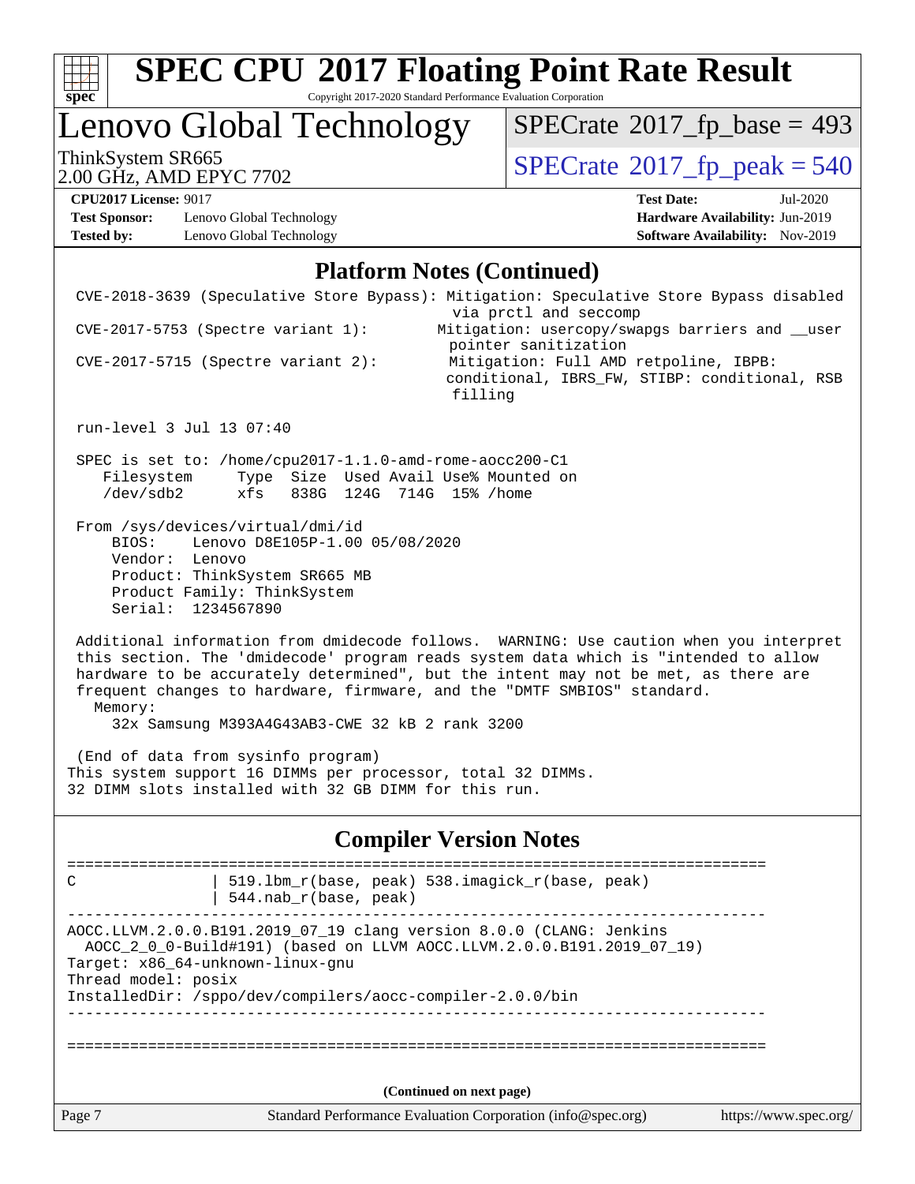# SPEC CPU 2017 Floating Point Rate Result

Copyright 2017-2020 Standard Performance Evaluation Corporation

## Lenovo Global Technology

ThinkSystem SR665
2.00 GHz, AMD EPYC 7702

SPECrate 2017_fp_base = 493
SPECrate 2017_fp_peak = 540

**CPU2017 License:** 9017
**Test Sponsor:** Lenovo Global Technology
**Tested by:** Lenovo Global Technology

**Test Date:** Jul-2020
**Hardware Availability:** Jun-2019
**Software Availability:** Nov-2019

## Platform Notes (Continued)

```
CVE-2018-3639 (Speculative Store Bypass): Mitigation: Speculative Store Bypass disabled
                                          via prctl and seccomp
CVE-2017-5753 (Spectre variant 1):        Mitigation: usercopy/swapgs barriers and __user
                                          pointer sanitization
CVE-2017-5715 (Spectre variant 2):        Mitigation: Full AMD retpoline, IBPB:
                                          conditional, IBRS_FW, STIBP: conditional, RSB
                                          filling

run-level 3 Jul 13 07:40

SPEC is set to: /home/cpu2017-1.1.0-amd-rome-aocc200-C1
   Filesystem     Type  Size  Used Avail Use% Mounted on
   /dev/sdb2      xfs   838G  124G  714G  15% /home

From /sys/devices/virtual/dmi/id
    BIOS:    Lenovo D8E105P-1.00 05/08/2020
    Vendor:  Lenovo
    Product: ThinkSystem SR665 MB
    Product Family: ThinkSystem
    Serial:  1234567890

Additional information from dmidecode follows.  WARNING: Use caution when you interpret
this section. The 'dmidecode' program reads system data which is "intended to allow
hardware to be accurately determined", but the intent may not be met, as there are
frequent changes to hardware, firmware, and the "DMTF SMBIOS" standard.
  Memory:
     32x Samsung M393A4G43AB3-CWE 32 kB 2 rank 3200

(End of data from sysinfo program)
This system support 16 DIMMs per processor, total 32 DIMMs.
32 DIMM slots installed with 32 GB DIMM for this run.
```

## Compiler Version Notes

```
==============================================================================
C               | 519.lbm_r(base, peak) 538.imagick_r(base, peak)
                | 544.nab_r(base, peak)
------------------------------------------------------------------------------
AOCC.LLVM.2.0.0.B191.2019_07_19 clang version 8.0.0 (CLANG: Jenkins
  AOCC_2_0_0-Build#191) (based on LLVM AOCC.LLVM.2.0.0.B191.2019_07_19)
Target: x86_64-unknown-linux-gnu
Thread model: posix
InstalledDir: /sppo/dev/compilers/aocc-compiler-2.0.0/bin
------------------------------------------------------------------------------

==============================================================================
```

(Continued on next page)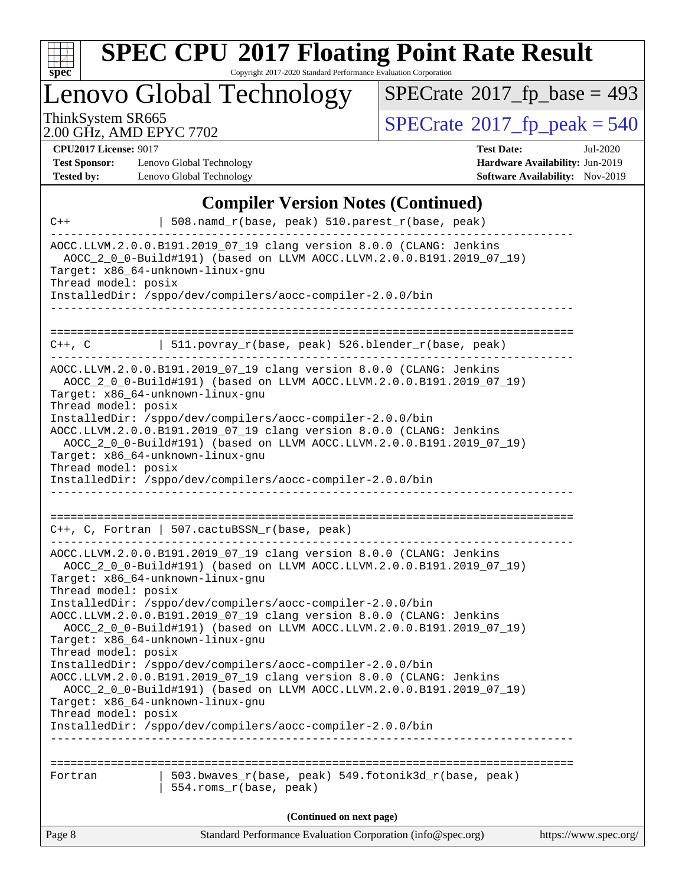# SPEC CPU 2017 Floating Point Rate Result

Copyright 2017-2020 Standard Performance Evaluation Corporation

## Lenovo Global Technology

ThinkSystem SR665
2.00 GHz, AMD EPYC 7702

SPECrate 2017_fp_base = 493

SPECrate 2017_fp_peak = 540

**CPU2017 License:** 9017
**Test Sponsor:** Lenovo Global Technology
**Tested by:** Lenovo Global Technology

**Test Date:** Jul-2020
**Hardware Availability:** Jun-2019
**Software Availability:** Nov-2019

### Compiler Version Notes (Continued)

```
C++             | 508.namd_r(base, peak) 510.parest_r(base, peak)
------------------------------------------------------------------------------
AOCC.LLVM.2.0.0.B191.2019_07_19 clang version 8.0.0 (CLANG: Jenkins
  AOCC_2_0_0-Build#191) (based on LLVM AOCC.LLVM.2.0.0.B191.2019_07_19)
Target: x86_64-unknown-linux-gnu
Thread model: posix
InstalledDir: /sppo/dev/compilers/aocc-compiler-2.0.0/bin
------------------------------------------------------------------------------

==============================================================================
C++, C          | 511.povray_r(base, peak) 526.blender_r(base, peak)
------------------------------------------------------------------------------
AOCC.LLVM.2.0.0.B191.2019_07_19 clang version 8.0.0 (CLANG: Jenkins
  AOCC_2_0_0-Build#191) (based on LLVM AOCC.LLVM.2.0.0.B191.2019_07_19)
Target: x86_64-unknown-linux-gnu
Thread model: posix
InstalledDir: /sppo/dev/compilers/aocc-compiler-2.0.0/bin
AOCC.LLVM.2.0.0.B191.2019_07_19 clang version 8.0.0 (CLANG: Jenkins
  AOCC_2_0_0-Build#191) (based on LLVM AOCC.LLVM.2.0.0.B191.2019_07_19)
Target: x86_64-unknown-linux-gnu
Thread model: posix
InstalledDir: /sppo/dev/compilers/aocc-compiler-2.0.0/bin
------------------------------------------------------------------------------

==============================================================================
C++, C, Fortran | 507.cactuBSSN_r(base, peak)
------------------------------------------------------------------------------
AOCC.LLVM.2.0.0.B191.2019_07_19 clang version 8.0.0 (CLANG: Jenkins
  AOCC_2_0_0-Build#191) (based on LLVM AOCC.LLVM.2.0.0.B191.2019_07_19)
Target: x86_64-unknown-linux-gnu
Thread model: posix
InstalledDir: /sppo/dev/compilers/aocc-compiler-2.0.0/bin
AOCC.LLVM.2.0.0.B191.2019_07_19 clang version 8.0.0 (CLANG: Jenkins
  AOCC_2_0_0-Build#191) (based on LLVM AOCC.LLVM.2.0.0.B191.2019_07_19)
Target: x86_64-unknown-linux-gnu
Thread model: posix
InstalledDir: /sppo/dev/compilers/aocc-compiler-2.0.0/bin
AOCC.LLVM.2.0.0.B191.2019_07_19 clang version 8.0.0 (CLANG: Jenkins
  AOCC_2_0_0-Build#191) (based on LLVM AOCC.LLVM.2.0.0.B191.2019_07_19)
Target: x86_64-unknown-linux-gnu
Thread model: posix
InstalledDir: /sppo/dev/compilers/aocc-compiler-2.0.0/bin
------------------------------------------------------------------------------

==============================================================================
Fortran         | 503.bwaves_r(base, peak) 549.fotonik3d_r(base, peak)
                | 554.roms_r(base, peak)
```

(Continued on next page)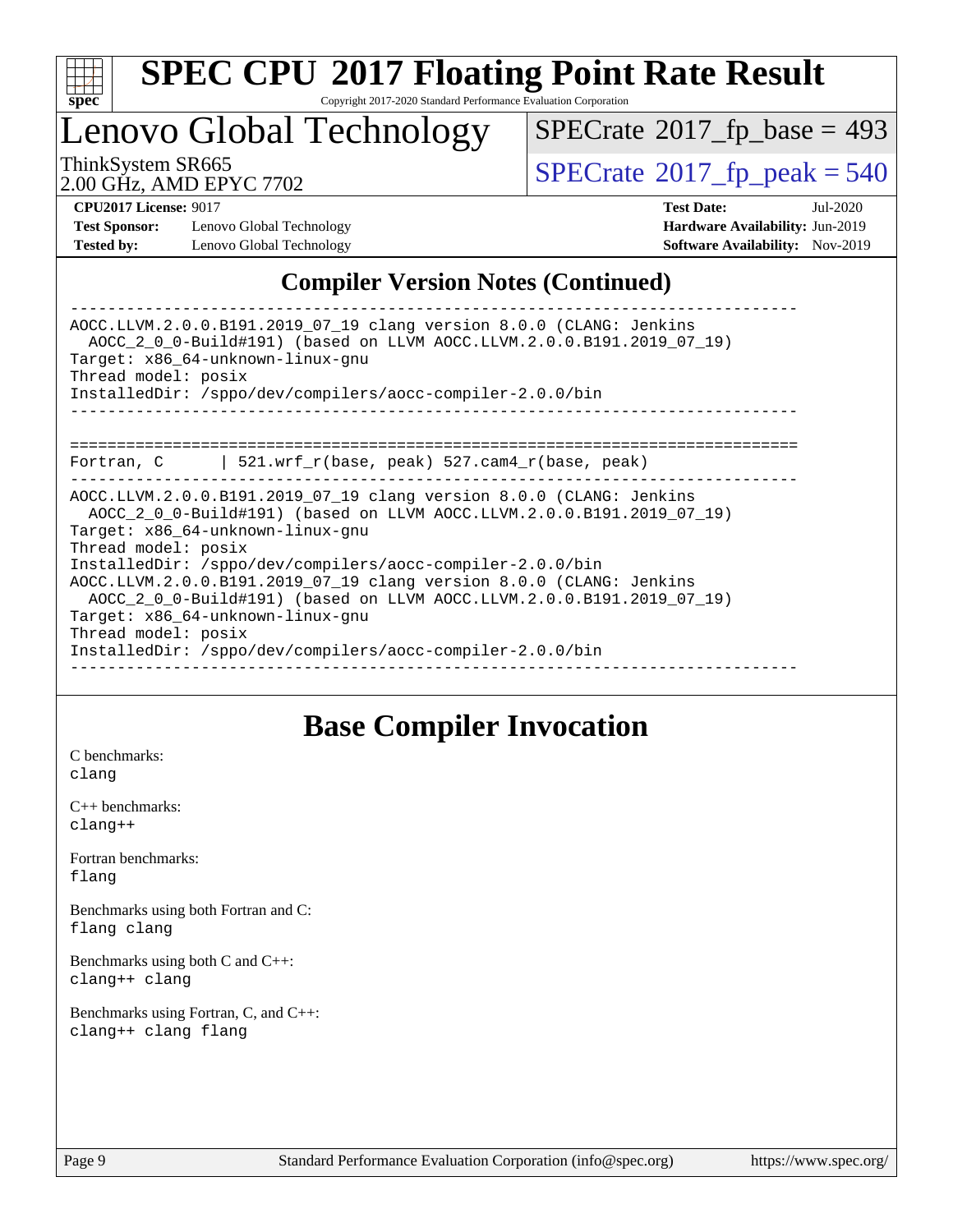## Compiler Version Notes (Continued)

```
------------------------------------------------------------------------------
AOCC.LLVM.2.0.0.B191.2019_07_19 clang version 8.0.0 (CLANG: Jenkins
  AOCC_2_0_0-Build#191) (based on LLVM AOCC.LLVM.2.0.0.B191.2019_07_19)
Target: x86_64-unknown-linux-gnu
Thread model: posix
InstalledDir: /sppo/dev/compilers/aocc-compiler-2.0.0/bin
------------------------------------------------------------------------------

==============================================================================
Fortran, C      | 521.wrf_r(base, peak) 527.cam4_r(base, peak)
------------------------------------------------------------------------------
AOCC.LLVM.2.0.0.B191.2019_07_19 clang version 8.0.0 (CLANG: Jenkins
  AOCC_2_0_0-Build#191) (based on LLVM AOCC.LLVM.2.0.0.B191.2019_07_19)
Target: x86_64-unknown-linux-gnu
Thread model: posix
InstalledDir: /sppo/dev/compilers/aocc-compiler-2.0.0/bin
AOCC.LLVM.2.0.0.B191.2019_07_19 clang version 8.0.0 (CLANG: Jenkins
  AOCC_2_0_0-Build#191) (based on LLVM AOCC.LLVM.2.0.0.B191.2019_07_19)
Target: x86_64-unknown-linux-gnu
Thread model: posix
InstalledDir: /sppo/dev/compilers/aocc-compiler-2.0.0/bin
------------------------------------------------------------------------------
```

## Base Compiler Invocation

C benchmarks:
`clang`

C++ benchmarks:
`clang++`

Fortran benchmarks:
`flang`

Benchmarks using both Fortran and C:
`flang clang`

Benchmarks using both C and C++:
`clang++ clang`

Benchmarks using Fortran, C, and C++:
`clang++ clang flang`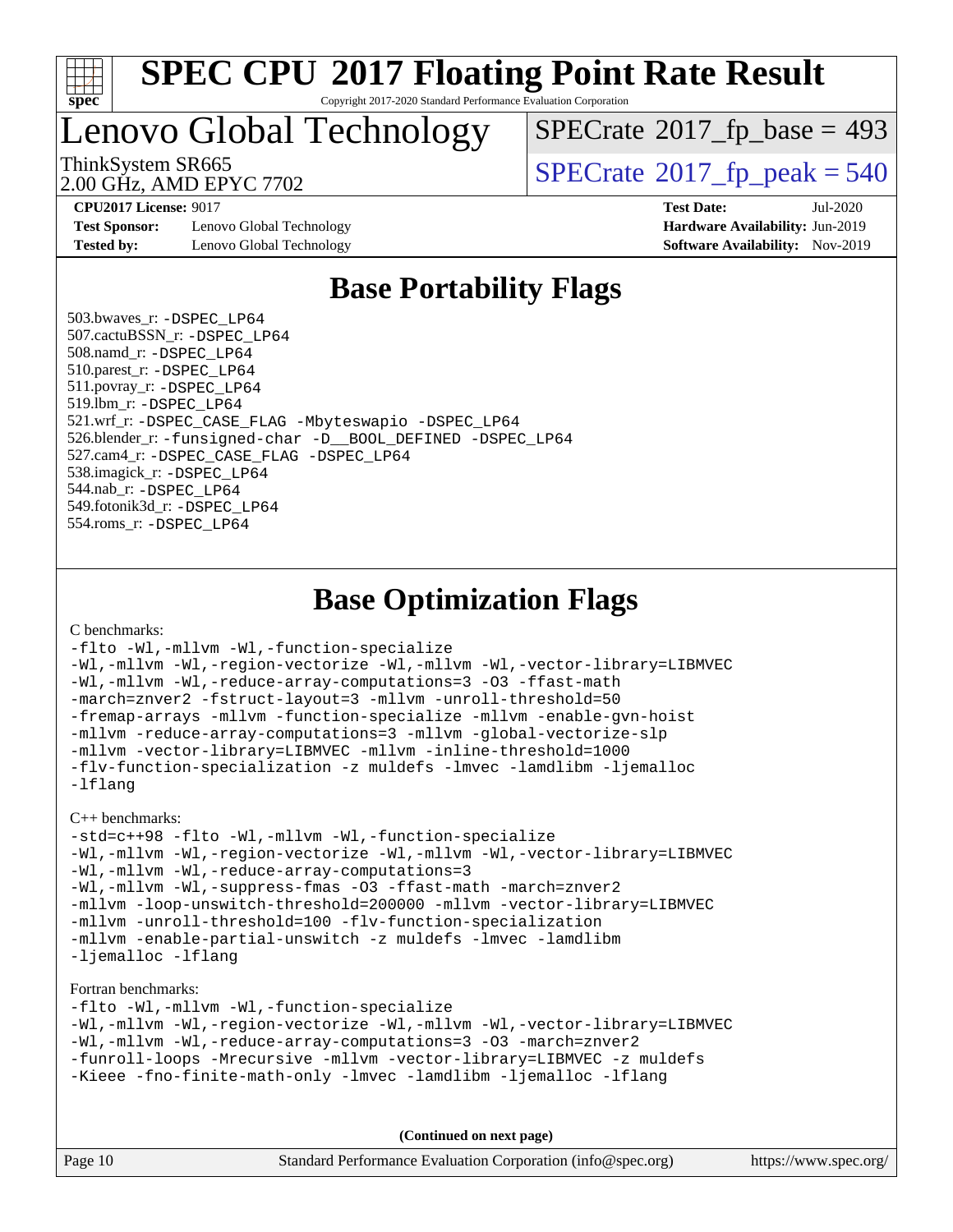# SPEC CPU 2017 Floating Point Rate Result

Copyright 2017-2020 Standard Performance Evaluation Corporation

# Lenovo Global Technology

ThinkSystem SR665
2.00 GHz, AMD EPYC 7702

SPECrate 2017_fp_base = 493
SPECrate 2017_fp_peak = 540

**CPU2017 License:** 9017
**Test Sponsor:** Lenovo Global Technology
**Tested by:** Lenovo Global Technology
**Test Date:** Jul-2020
**Hardware Availability:** Jun-2019
**Software Availability:** Nov-2019

## Base Portability Flags

503.bwaves_r: `-DSPEC_LP64`
507.cactuBSSN_r: `-DSPEC_LP64`
508.namd_r: `-DSPEC_LP64`
510.parest_r: `-DSPEC_LP64`
511.povray_r: `-DSPEC_LP64`
519.lbm_r: `-DSPEC_LP64`
521.wrf_r: `-DSPEC_CASE_FLAG -Mbyteswapio -DSPEC_LP64`
526.blender_r: `-funsigned-char -D__BOOL_DEFINED -DSPEC_LP64`
527.cam4_r: `-DSPEC_CASE_FLAG -DSPEC_LP64`
538.imagick_r: `-DSPEC_LP64`
544.nab_r: `-DSPEC_LP64`
549.fotonik3d_r: `-DSPEC_LP64`
554.roms_r: `-DSPEC_LP64`

## Base Optimization Flags

C benchmarks:

```
-flto -Wl,-mllvm -Wl,-function-specialize
-Wl,-mllvm -Wl,-region-vectorize -Wl,-mllvm -Wl,-vector-library=LIBMVEC
-Wl,-mllvm -Wl,-reduce-array-computations=3 -O3 -ffast-math
-march=znver2 -fstruct-layout=3 -mllvm -unroll-threshold=50
-fremap-arrays -mllvm -function-specialize -mllvm -enable-gvn-hoist
-mllvm -reduce-array-computations=3 -mllvm -global-vectorize-slp
-mllvm -vector-library=LIBMVEC -mllvm -inline-threshold=1000
-flv-function-specialization -z muldefs -lmvec -lamdlibm -ljemalloc
-lflang
```

C++ benchmarks:

```
-std=c++98 -flto -Wl,-mllvm -Wl,-function-specialize
-Wl,-mllvm -Wl,-region-vectorize -Wl,-mllvm -Wl,-vector-library=LIBMVEC
-Wl,-mllvm -Wl,-reduce-array-computations=3
-Wl,-mllvm -Wl,-suppress-fmas -O3 -ffast-math -march=znver2
-mllvm -loop-unswitch-threshold=200000 -mllvm -vector-library=LIBMVEC
-mllvm -unroll-threshold=100 -flv-function-specialization
-mllvm -enable-partial-unswitch -z muldefs -lmvec -lamdlibm
-ljemalloc -lflang
```

Fortran benchmarks:

```
-flto -Wl,-mllvm -Wl,-function-specialize
-Wl,-mllvm -Wl,-region-vectorize -Wl,-mllvm -Wl,-vector-library=LIBMVEC
-Wl,-mllvm -Wl,-reduce-array-computations=3 -O3 -march=znver2
-funroll-loops -Mrecursive -mllvm -vector-library=LIBMVEC -z muldefs
-Kieee -fno-finite-math-only -lmvec -lamdlibm -ljemalloc -lflang
```

**(Continued on next page)**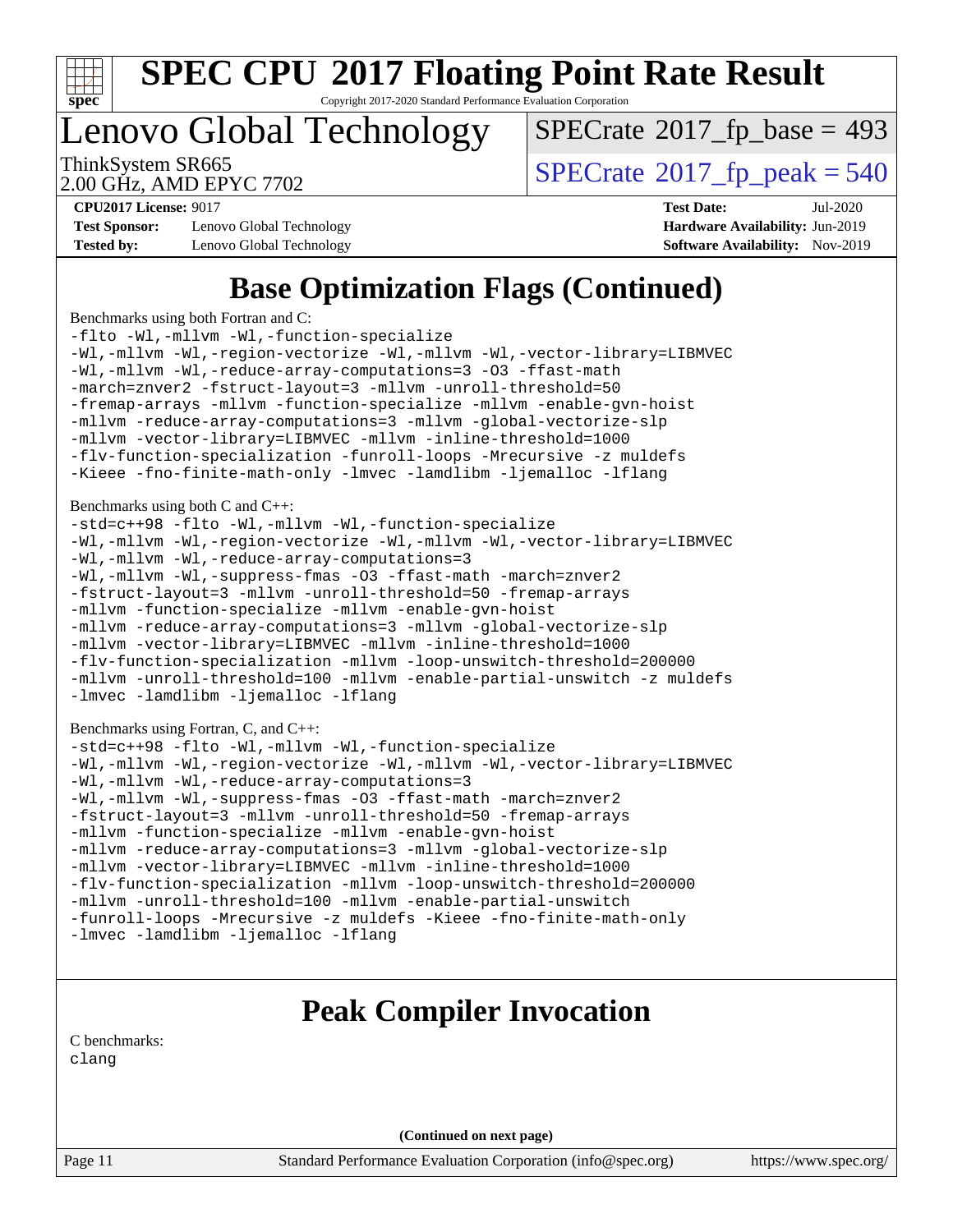# Base Optimization Flags (Continued)

Benchmarks using both Fortran and C:

```
-flto -Wl,-mllvm -Wl,-function-specialize
-Wl,-mllvm -Wl,-region-vectorize -Wl,-mllvm -Wl,-vector-library=LIBMVEC
-Wl,-mllvm -Wl,-reduce-array-computations=3 -O3 -ffast-math
-march=znver2 -fstruct-layout=3 -mllvm -unroll-threshold=50
-fremap-arrays -mllvm -function-specialize -mllvm -enable-gvn-hoist
-mllvm -reduce-array-computations=3 -mllvm -global-vectorize-slp
-mllvm -vector-library=LIBMVEC -mllvm -inline-threshold=1000
-flv-function-specialization -funroll-loops -Mrecursive -z muldefs
-Kieee -fno-finite-math-only -lmvec -lamdlibm -ljemalloc -lflang
```

Benchmarks using both C and C++:

```
-std=c++98 -flto -Wl,-mllvm -Wl,-function-specialize
-Wl,-mllvm -Wl,-region-vectorize -Wl,-mllvm -Wl,-vector-library=LIBMVEC
-Wl,-mllvm -Wl,-reduce-array-computations=3
-Wl,-mllvm -Wl,-suppress-fmas -O3 -ffast-math -march=znver2
-fstruct-layout=3 -mllvm -unroll-threshold=50 -fremap-arrays
-mllvm -function-specialize -mllvm -enable-gvn-hoist
-mllvm -reduce-array-computations=3 -mllvm -global-vectorize-slp
-mllvm -vector-library=LIBMVEC -mllvm -inline-threshold=1000
-flv-function-specialization -mllvm -loop-unswitch-threshold=200000
-mllvm -unroll-threshold=100 -mllvm -enable-partial-unswitch -z muldefs
-lmvec -lamdlibm -ljemalloc -lflang
```

Benchmarks using Fortran, C, and C++:

```
-std=c++98 -flto -Wl,-mllvm -Wl,-function-specialize
-Wl,-mllvm -Wl,-region-vectorize -Wl,-mllvm -Wl,-vector-library=LIBMVEC
-Wl,-mllvm -Wl,-reduce-array-computations=3
-Wl,-mllvm -Wl,-suppress-fmas -O3 -ffast-math -march=znver2
-fstruct-layout=3 -mllvm -unroll-threshold=50 -fremap-arrays
-mllvm -function-specialize -mllvm -enable-gvn-hoist
-mllvm -reduce-array-computations=3 -mllvm -global-vectorize-slp
-mllvm -vector-library=LIBMVEC -mllvm -inline-threshold=1000
-flv-function-specialization -mllvm -loop-unswitch-threshold=200000
-mllvm -unroll-threshold=100 -mllvm -enable-partial-unswitch
-funroll-loops -Mrecursive -z muldefs -Kieee -fno-finite-math-only
-lmvec -lamdlibm -ljemalloc -lflang
```

# Peak Compiler Invocation

C benchmarks:

```
clang
```

(Continued on next page)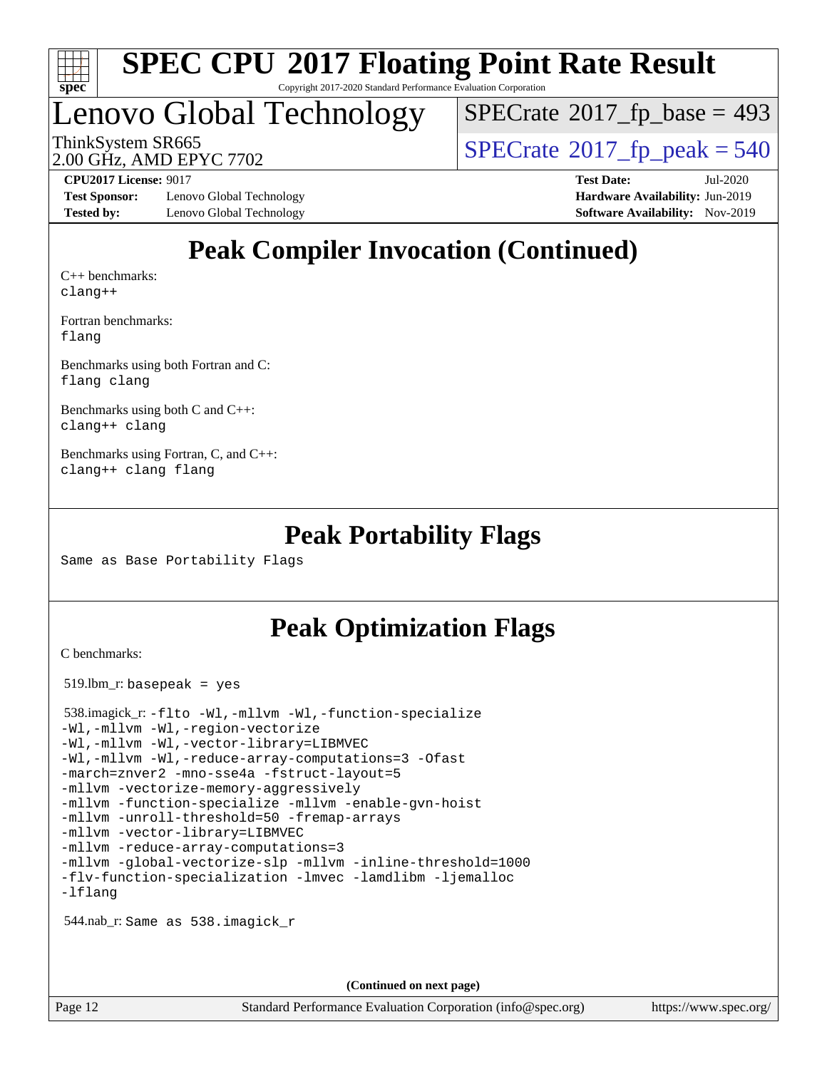# SPEC CPU 2017 Floating Point Rate Result

Copyright 2017-2020 Standard Performance Evaluation Corporation

## Lenovo Global Technology

ThinkSystem SR665
2.00 GHz, AMD EPYC 7702

SPECrate 2017_fp_base = 493

SPECrate 2017_fp_peak = 540

**CPU2017 License:** 9017
**Test Sponsor:** Lenovo Global Technology
**Tested by:** Lenovo Global Technology

**Test Date:** Jul-2020
**Hardware Availability:** Jun-2019
**Software Availability:** Nov-2019

## Peak Compiler Invocation (Continued)

C++ benchmarks:
```
clang++
```

Fortran benchmarks:
```
flang
```

Benchmarks using both Fortran and C:
```
flang clang
```

Benchmarks using both C and C++:
```
clang++ clang
```

Benchmarks using Fortran, C, and C++:
```
clang++ clang flang
```

## Peak Portability Flags

Same as Base Portability Flags

## Peak Optimization Flags

C benchmarks:

519.lbm_r: `basepeak = yes`

538.imagick_r:
```
-flto -Wl,-mllvm -Wl,-function-specialize
-Wl,-mllvm -Wl,-region-vectorize
-Wl,-mllvm -Wl,-vector-library=LIBMVEC
-Wl,-mllvm -Wl,-reduce-array-computations=3 -Ofast
-march=znver2 -mno-sse4a -fstruct-layout=5
-mllvm -vectorize-memory-aggressively
-mllvm -function-specialize -mllvm -enable-gvn-hoist
-mllvm -unroll-threshold=50 -fremap-arrays
-mllvm -vector-library=LIBMVEC
-mllvm -reduce-array-computations=3
-mllvm -global-vectorize-slp -mllvm -inline-threshold=1000
-flv-function-specialization -lmvec -lamdlibm -ljemalloc
-lflang
```

544.nab_r: Same as 538.imagick_r

**(Continued on next page)**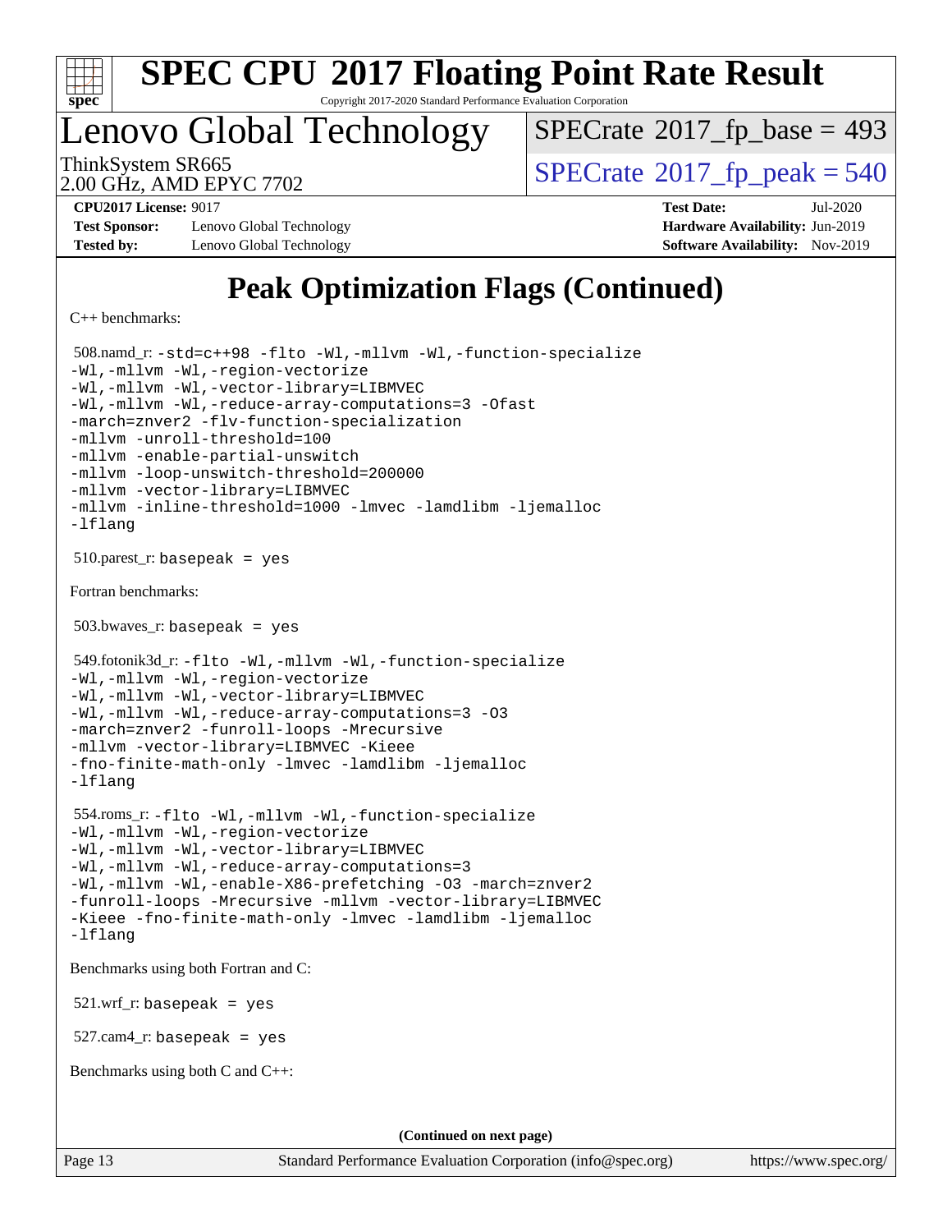# SPEC CPU 2017 Floating Point Rate Result

Copyright 2017-2020 Standard Performance Evaluation Corporation

## Lenovo Global Technology

ThinkSystem SR665
2.00 GHz, AMD EPYC 7702

SPECrate 2017_fp_base = 493

SPECrate 2017_fp_peak = 540

**CPU2017 License:** 9017
**Test Sponsor:** Lenovo Global Technology
**Tested by:** Lenovo Global Technology

**Test Date:** Jul-2020
**Hardware Availability:** Jun-2019
**Software Availability:** Nov-2019

# Peak Optimization Flags (Continued)

C++ benchmarks:

508.namd_r:
```
-std=c++98 -flto -Wl,-mllvm -Wl,-function-specialize
-Wl,-mllvm -Wl,-region-vectorize
-Wl,-mllvm -Wl,-vector-library=LIBMVEC
-Wl,-mllvm -Wl,-reduce-array-computations=3 -Ofast
-march=znver2 -flv-function-specialization
-mllvm -unroll-threshold=100
-mllvm -enable-partial-unswitch
-mllvm -loop-unswitch-threshold=200000
-mllvm -vector-library=LIBMVEC
-mllvm -inline-threshold=1000 -lmvec -lamdlibm -ljemalloc
-lflang
```

510.parest_r: `basepeak = yes`

Fortran benchmarks:

503.bwaves_r: `basepeak = yes`

549.fotonik3d_r:
```
-flto -Wl,-mllvm -Wl,-function-specialize
-Wl,-mllvm -Wl,-region-vectorize
-Wl,-mllvm -Wl,-vector-library=LIBMVEC
-Wl,-mllvm -Wl,-reduce-array-computations=3 -O3
-march=znver2 -funroll-loops -Mrecursive
-mllvm -vector-library=LIBMVEC -Kieee
-fno-finite-math-only -lmvec -lamdlibm -ljemalloc
-lflang
```

554.roms_r:
```
-flto -Wl,-mllvm -Wl,-function-specialize
-Wl,-mllvm -Wl,-region-vectorize
-Wl,-mllvm -Wl,-vector-library=LIBMVEC
-Wl,-mllvm -Wl,-reduce-array-computations=3
-Wl,-mllvm -Wl,-enable-X86-prefetching -O3 -march=znver2
-funroll-loops -Mrecursive -mllvm -vector-library=LIBMVEC
-Kieee -fno-finite-math-only -lmvec -lamdlibm -ljemalloc
-lflang
```

Benchmarks using both Fortran and C:

521.wrf_r: `basepeak = yes`

527.cam4_r: `basepeak = yes`

Benchmarks using both C and C++:

(Continued on next page)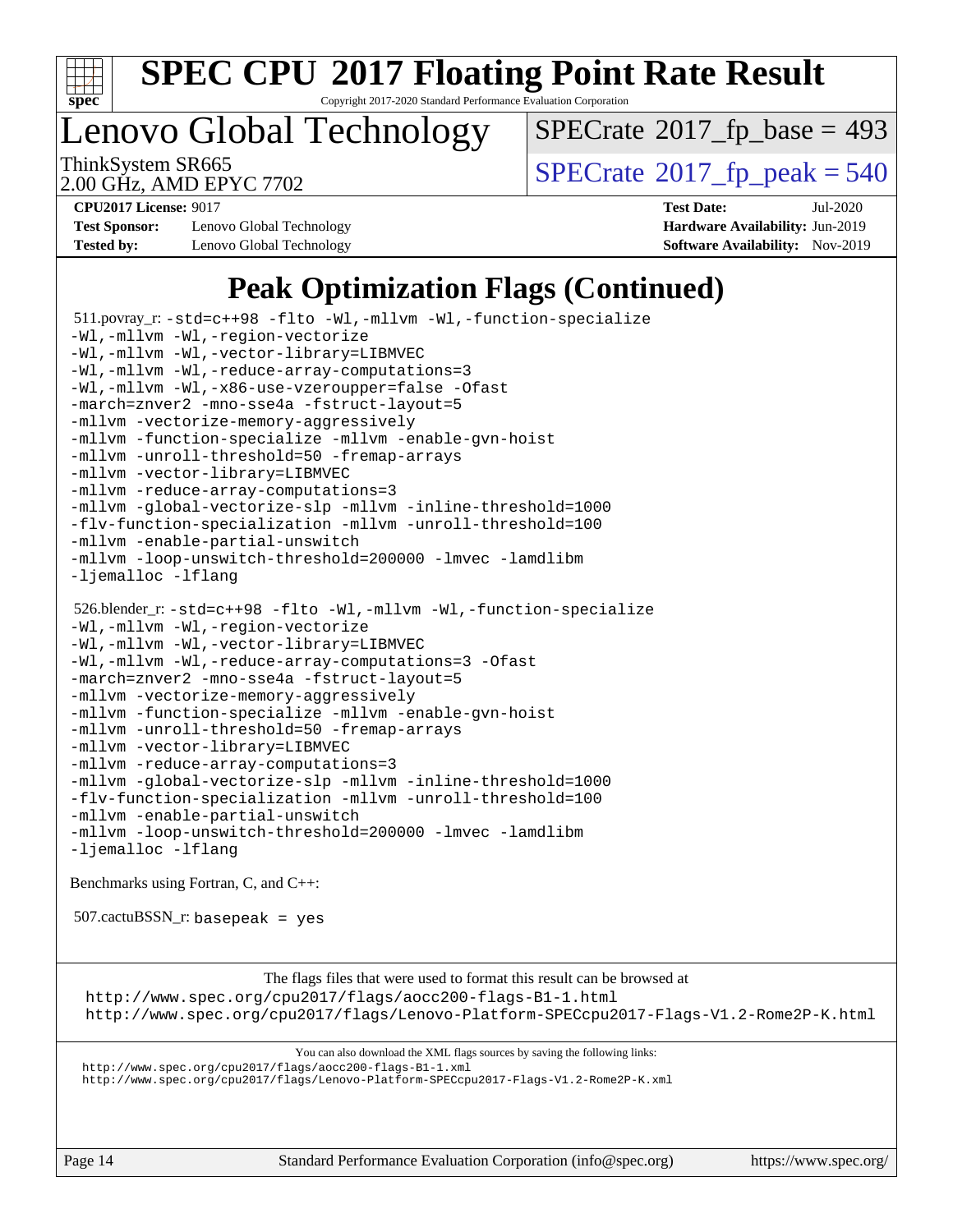# SPEC CPU 2017 Floating Point Rate Result

Copyright 2017-2020 Standard Performance Evaluation Corporation

## Lenovo Global Technology

ThinkSystem SR665
2.00 GHz, AMD EPYC 7702

SPECrate 2017_fp_base = 493

SPECrate 2017_fp_peak = 540

**CPU2017 License:** 9017
**Test Sponsor:** Lenovo Global Technology
**Tested by:** Lenovo Global Technology

**Test Date:** Jul-2020
**Hardware Availability:** Jun-2019
**Software Availability:** Nov-2019

## Peak Optimization Flags (Continued)

511.povray_r:
```
-std=c++98 -flto -Wl,-mllvm -Wl,-function-specialize
-Wl,-mllvm -Wl,-region-vectorize
-Wl,-mllvm -Wl,-vector-library=LIBMVEC
-Wl,-mllvm -Wl,-reduce-array-computations=3
-Wl,-mllvm -Wl,-x86-use-vzeroupper=false -Ofast
-march=znver2 -mno-sse4a -fstruct-layout=5
-mllvm -vectorize-memory-aggressively
-mllvm -function-specialize -mllvm -enable-gvn-hoist
-mllvm -unroll-threshold=50 -fremap-arrays
-mllvm -vector-library=LIBMVEC
-mllvm -reduce-array-computations=3
-mllvm -global-vectorize-slp -mllvm -inline-threshold=1000
-flv-function-specialization -mllvm -unroll-threshold=100
-mllvm -enable-partial-unswitch
-mllvm -loop-unswitch-threshold=200000 -lmvec -lamdlibm
-ljemalloc -lflang
```

526.blender_r:
```
-std=c++98 -flto -Wl,-mllvm -Wl,-function-specialize
-Wl,-mllvm -Wl,-region-vectorize
-Wl,-mllvm -Wl,-vector-library=LIBMVEC
-Wl,-mllvm -Wl,-reduce-array-computations=3 -Ofast
-march=znver2 -mno-sse4a -fstruct-layout=5
-mllvm -vectorize-memory-aggressively
-mllvm -function-specialize -mllvm -enable-gvn-hoist
-mllvm -unroll-threshold=50 -fremap-arrays
-mllvm -vector-library=LIBMVEC
-mllvm -reduce-array-computations=3
-mllvm -global-vectorize-slp -mllvm -inline-threshold=1000
-flv-function-specialization -mllvm -unroll-threshold=100
-mllvm -enable-partial-unswitch
-mllvm -loop-unswitch-threshold=200000 -lmvec -lamdlibm
-ljemalloc -lflang
```

Benchmarks using Fortran, C, and C++:

507.cactuBSSN_r: `basepeak = yes`

The flags files that were used to format this result can be browsed at
http://www.spec.org/cpu2017/flags/aocc200-flags-B1-1.html
http://www.spec.org/cpu2017/flags/Lenovo-Platform-SPECcpu2017-Flags-V1.2-Rome2P-K.html

You can also download the XML flags sources by saving the following links:
http://www.spec.org/cpu2017/flags/aocc200-flags-B1-1.xml
http://www.spec.org/cpu2017/flags/Lenovo-Platform-SPECcpu2017-Flags-V1.2-Rome2P-K.xml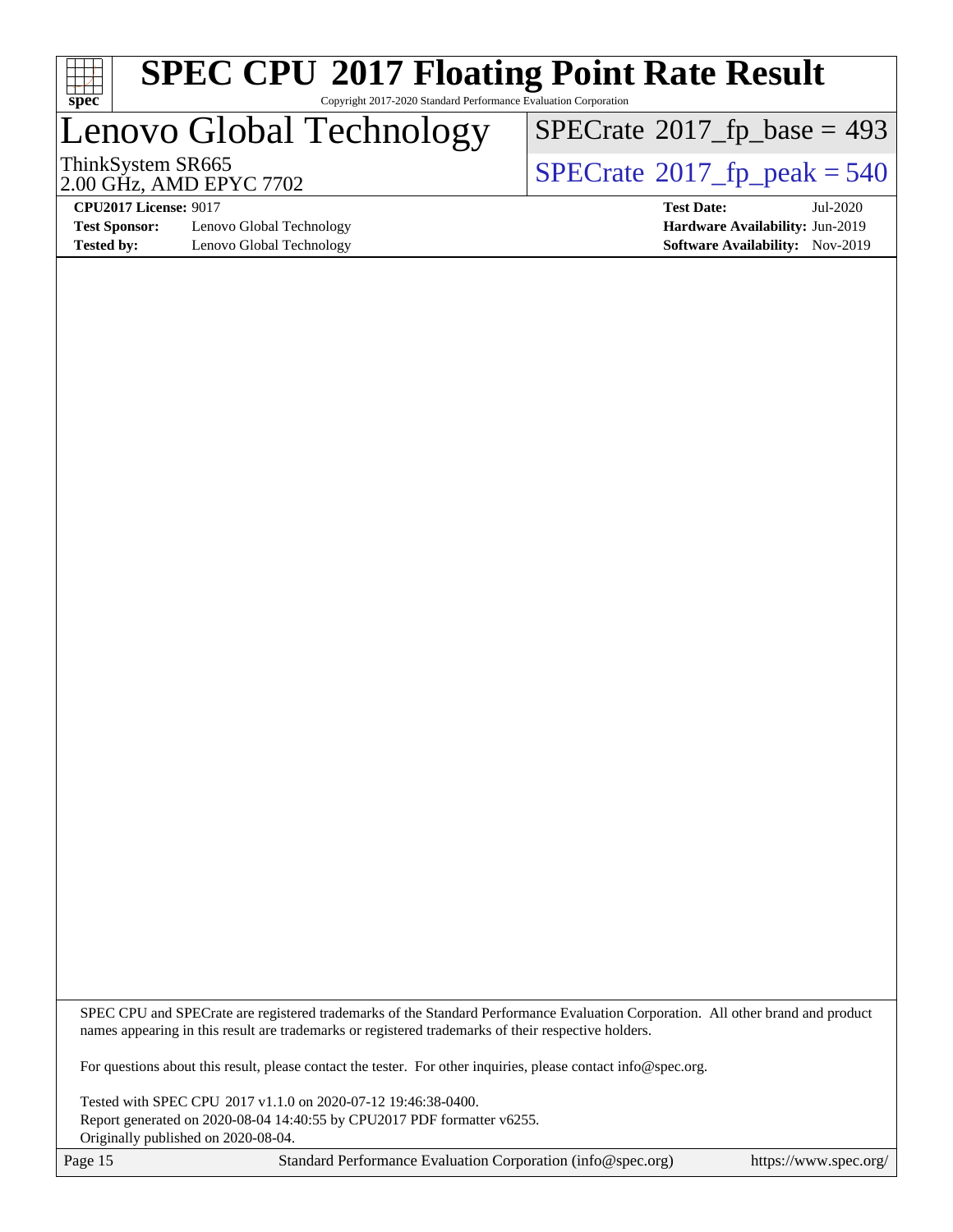SPEC CPU and SPECrate are registered trademarks of the Standard Performance Evaluation Corporation. All other brand and product names appearing in this result are trademarks or registered trademarks of their respective holders.

For questions about this result, please contact the tester. For other inquiries, please contact info@spec.org.

Tested with SPEC CPU 2017 v1.1.0 on 2020-07-12 19:46:38-0400.
Report generated on 2020-08-04 14:40:55 by CPU2017 PDF formatter v6255.
Originally published on 2020-08-04.